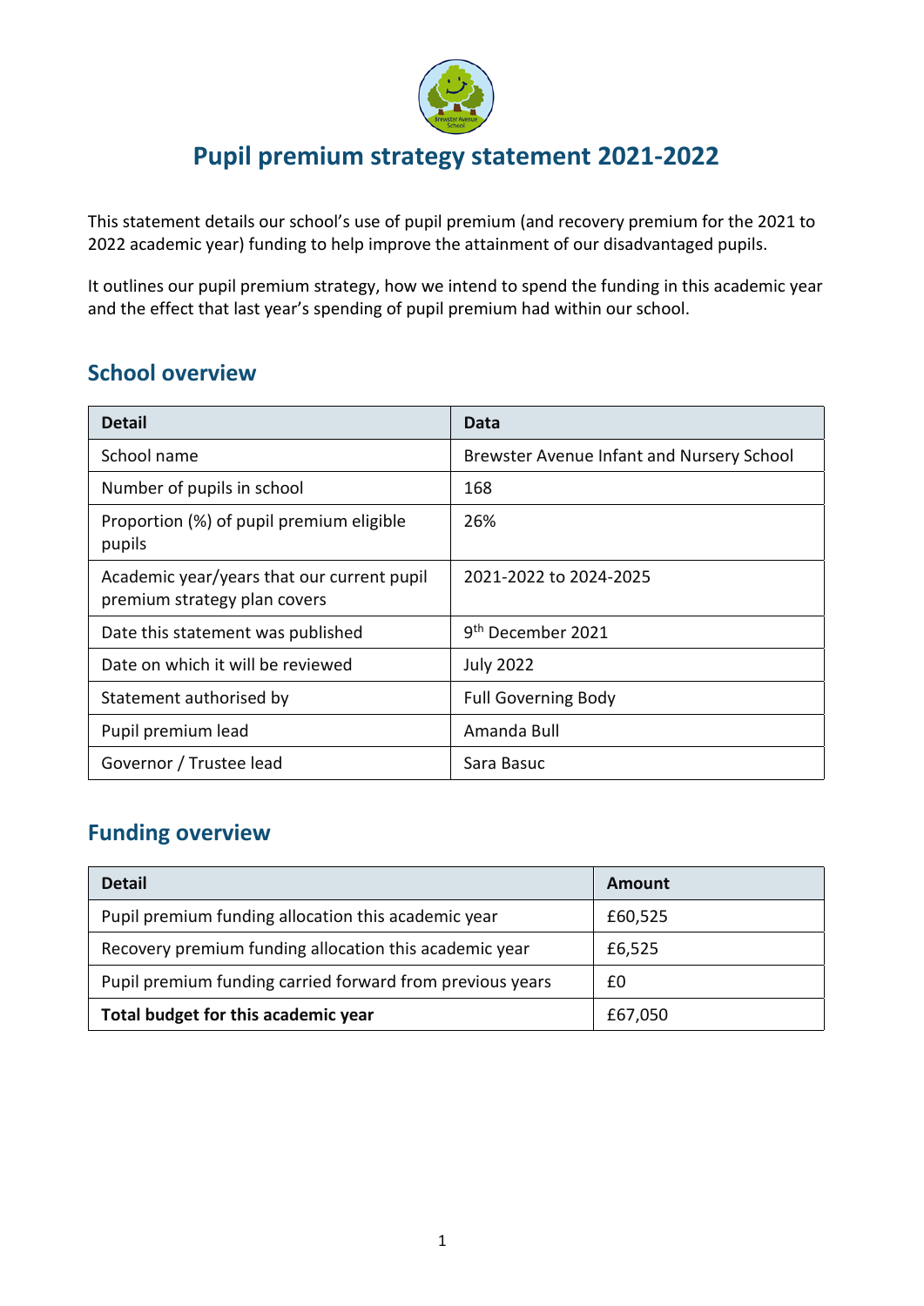# Pupil premium strategy statement 2021-2022

This statement details our school's use of pupil premium (and recovery premium for the 2021 to 2022 academic year) funding to help improve the attainment of our disadvantaged pupils.

It outlines our pupil premium strategy, how we intend to spend the funding in this academic year and the effect that last year's spending of pupil premium had within our school.

## School overview

| Detail | Data |
|---|---|
| School name | Brewster Avenue Infant and Nursery School |
| Number of pupils in school | 168 |
| Proportion (%) of pupil premium eligible pupils | 26% |
| Academic year/years that our current pupil premium strategy plan covers | 2021-2022 to 2024-2025 |
| Date this statement was published | 9th December 2021 |
| Date on which it will be reviewed | July 2022 |
| Statement authorised by | Full Governing Body |
| Pupil premium lead | Amanda Bull |
| Governor / Trustee lead | Sara Basuc |

## Funding overview

| Detail | Amount |
|---|---|
| Pupil premium funding allocation this academic year | £60,525 |
| Recovery premium funding allocation this academic year | £6,525 |
| Pupil premium funding carried forward from previous years | £0 |
| **Total budget for this academic year** | £67,050 |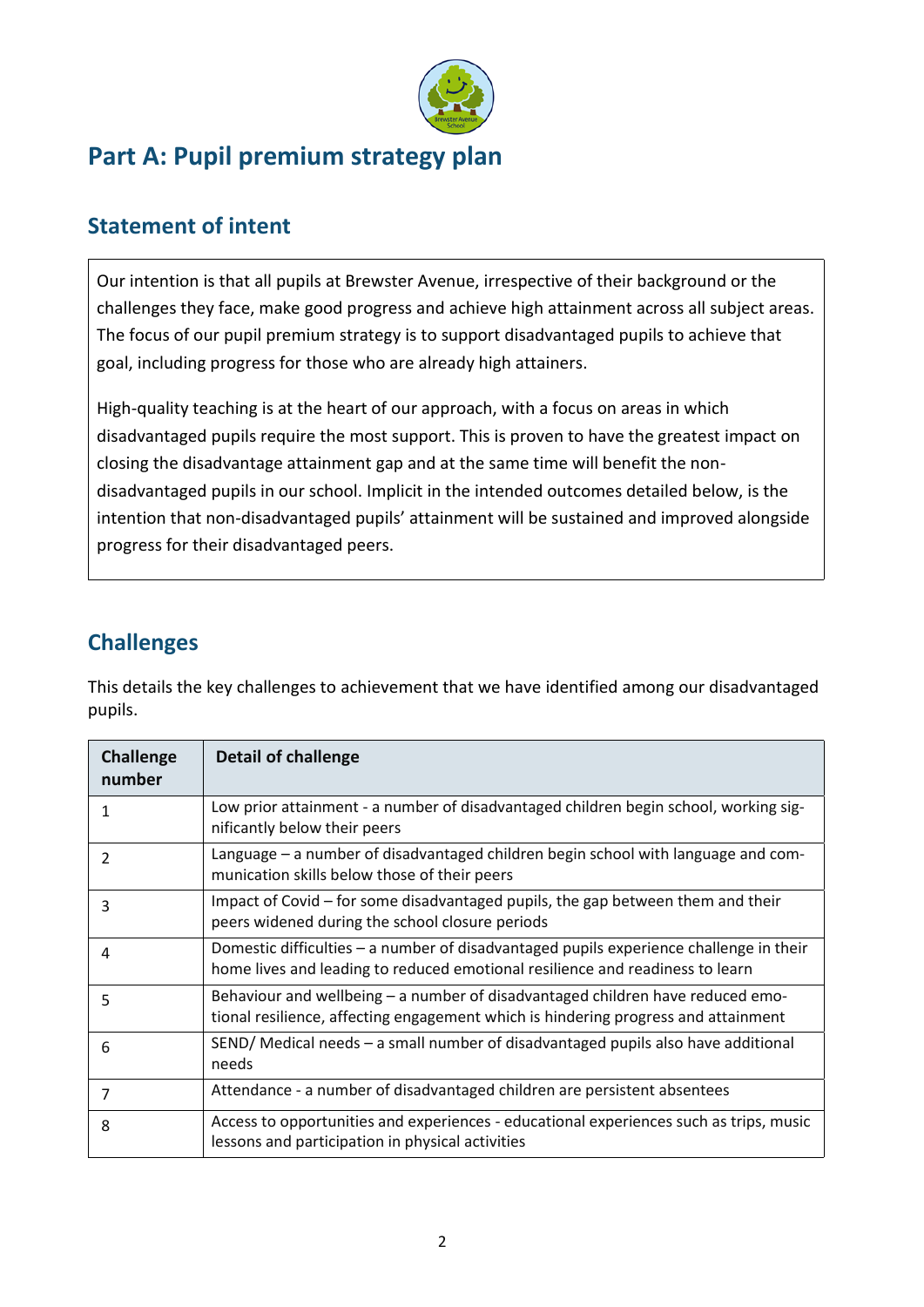# Part A: Pupil premium strategy plan

## Statement of intent

Our intention is that all pupils at Brewster Avenue, irrespective of their background or the challenges they face, make good progress and achieve high attainment across all subject areas. The focus of our pupil premium strategy is to support disadvantaged pupils to achieve that goal, including progress for those who are already high attainers.

High-quality teaching is at the heart of our approach, with a focus on areas in which disadvantaged pupils require the most support. This is proven to have the greatest impact on closing the disadvantage attainment gap and at the same time will benefit the non-disadvantaged pupils in our school. Implicit in the intended outcomes detailed below, is the intention that non-disadvantaged pupils' attainment will be sustained and improved alongside progress for their disadvantaged peers.

## Challenges

This details the key challenges to achievement that we have identified among our disadvantaged pupils.

| Challenge number | Detail of challenge |
|---|---|
| 1 | Low prior attainment - a number of disadvantaged children begin school, working significantly below their peers |
| 2 | Language – a number of disadvantaged children begin school with language and communication skills below those of their peers |
| 3 | Impact of Covid – for some disadvantaged pupils, the gap between them and their peers widened during the school closure periods |
| 4 | Domestic difficulties – a number of disadvantaged pupils experience challenge in their home lives and leading to reduced emotional resilience and readiness to learn |
| 5 | Behaviour and wellbeing – a number of disadvantaged children have reduced emotional resilience, affecting engagement which is hindering progress and attainment |
| 6 | SEND/ Medical needs – a small number of disadvantaged pupils also have additional needs |
| 7 | Attendance - a number of disadvantaged children are persistent absentees |
| 8 | Access to opportunities and experiences - educational experiences such as trips, music lessons and participation in physical activities |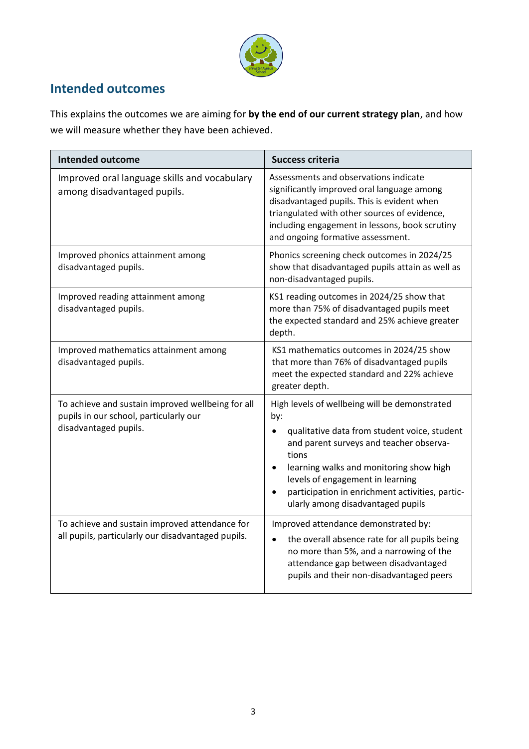## Intended outcomes

This explains the outcomes we are aiming for **by the end of our current strategy plan**, and how we will measure whether they have been achieved.

| Intended outcome | Success criteria |
|---|---|
| Improved oral language skills and vocabulary among disadvantaged pupils. | Assessments and observations indicate significantly improved oral language among disadvantaged pupils. This is evident when triangulated with other sources of evidence, including engagement in lessons, book scrutiny and ongoing formative assessment. |
| Improved phonics attainment among disadvantaged pupils. | Phonics screening check outcomes in 2024/25 show that disadvantaged pupils attain as well as non-disadvantaged pupils. |
| Improved reading attainment among disadvantaged pupils. | KS1 reading outcomes in 2024/25 show that more than 75% of disadvantaged pupils meet the expected standard and 25% achieve greater depth. |
| Improved mathematics attainment among disadvantaged pupils. | KS1 mathematics outcomes in 2024/25 show that more than 76% of disadvantaged pupils meet the expected standard and 22% achieve greater depth. |
| To achieve and sustain improved wellbeing for all pupils in our school, particularly our disadvantaged pupils. | High levels of wellbeing will be demonstrated by:<br>• qualitative data from student voice, student and parent surveys and teacher observations<br>• learning walks and monitoring show high levels of engagement in learning<br>• participation in enrichment activities, particularly among disadvantaged pupils |
| To achieve and sustain improved attendance for all pupils, particularly our disadvantaged pupils. | Improved attendance demonstrated by:<br>• the overall absence rate for all pupils being no more than 5%, and a narrowing of the attendance gap between disadvantaged pupils and their non-disadvantaged peers |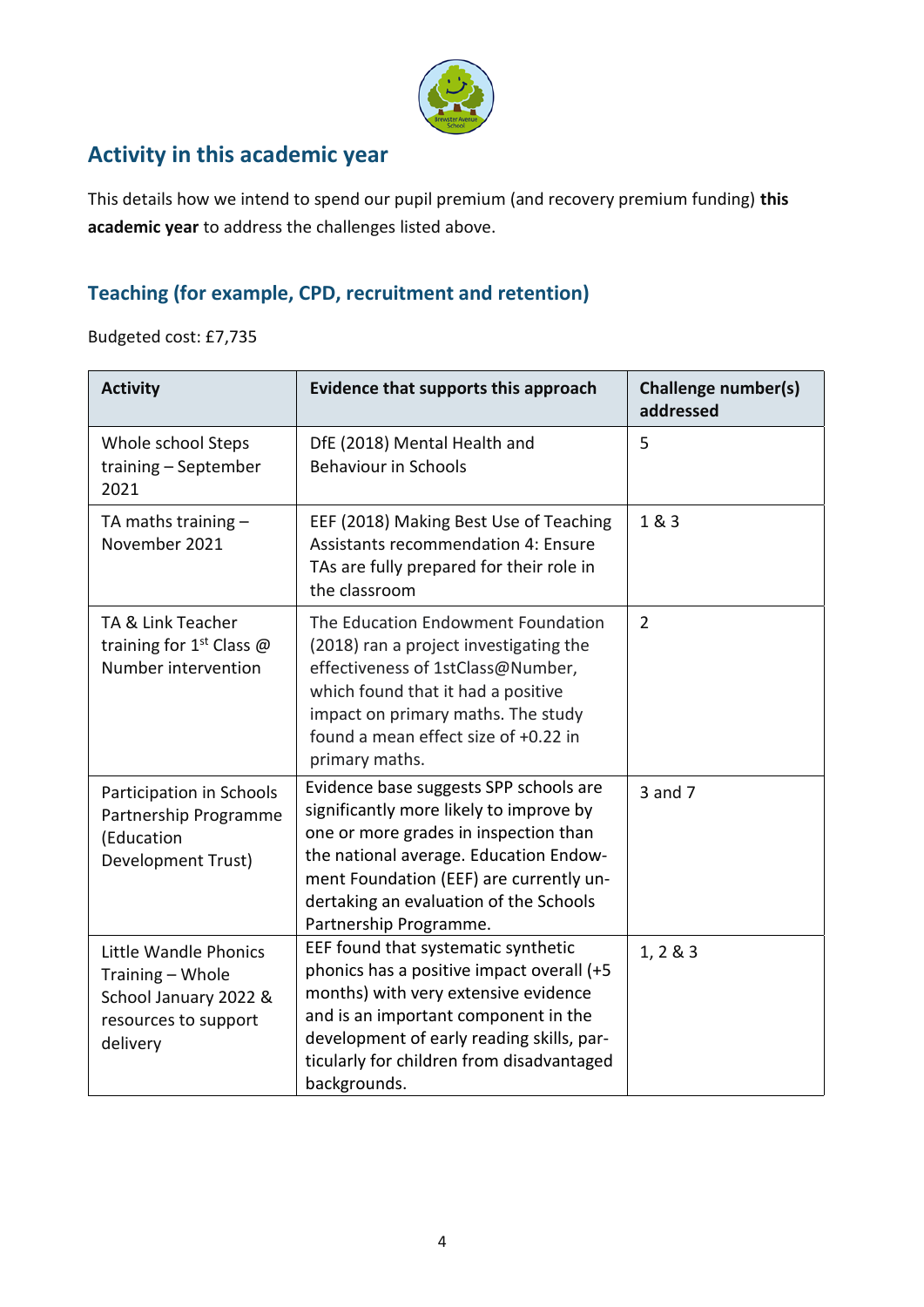## Activity in this academic year

This details how we intend to spend our pupil premium (and recovery premium funding) **this academic year** to address the challenges listed above.

### Teaching (for example, CPD, recruitment and retention)

Budgeted cost: £7,735

| Activity | Evidence that supports this approach | Challenge number(s) addressed |
|---|---|---|
| Whole school Steps training – September 2021 | DfE (2018) Mental Health and Behaviour in Schools | 5 |
| TA maths training – November 2021 | EEF (2018) Making Best Use of Teaching Assistants recommendation 4: Ensure TAs are fully prepared for their role in the classroom | 1 & 3 |
| TA & Link Teacher training for 1st Class @ Number intervention | The Education Endowment Foundation (2018) ran a project investigating the effectiveness of 1stClass@Number, which found that it had a positive impact on primary maths. The study found a mean effect size of +0.22 in primary maths. | 2 |
| Participation in Schools Partnership Programme (Education Development Trust) | Evidence base suggests SPP schools are significantly more likely to improve by one or more grades in inspection than the national average. Education Endowment Foundation (EEF) are currently undertaking an evaluation of the Schools Partnership Programme. | 3 and 7 |
| Little Wandle Phonics Training – Whole School January 2022 & resources to support delivery | EEF found that systematic synthetic phonics has a positive impact overall (+5 months) with very extensive evidence and is an important component in the development of early reading skills, particularly for children from disadvantaged backgrounds. | 1, 2 & 3 |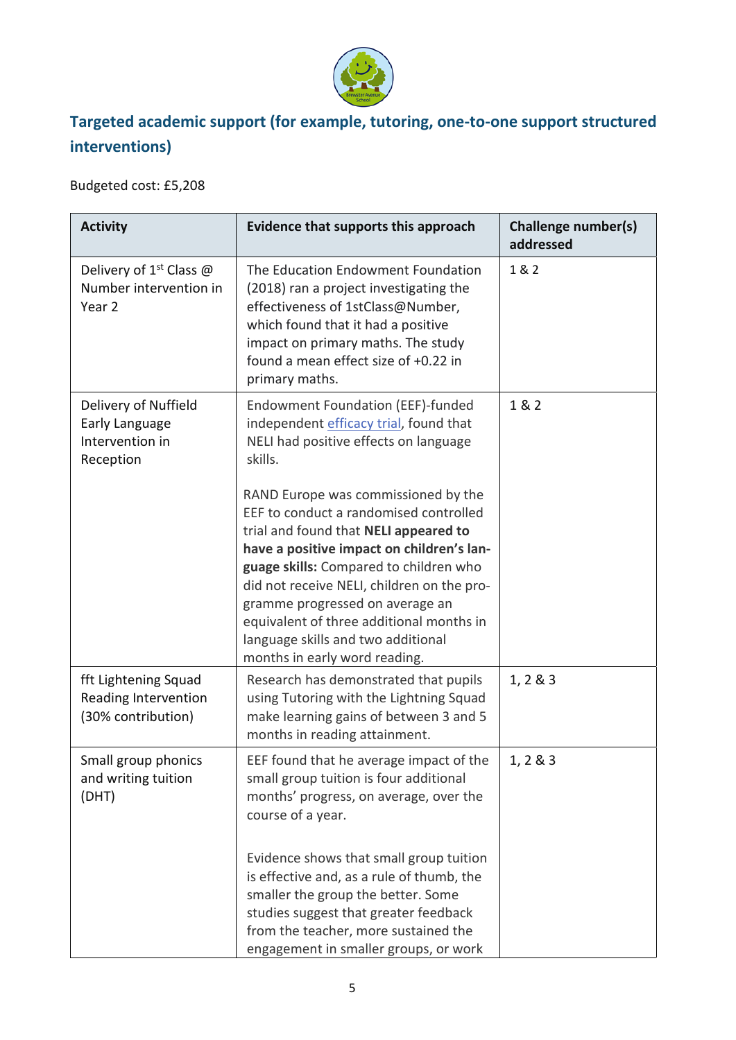## Targeted academic support (for example, tutoring, one-to-one support structured interventions)

Budgeted cost: £5,208

| Activity | Evidence that supports this approach | Challenge number(s) addressed |
|---|---|---|
| Delivery of 1st Class @ Number intervention in Year 2 | The Education Endowment Foundation (2018) ran a project investigating the effectiveness of 1stClass@Number, which found that it had a positive impact on primary maths. The study found a mean effect size of +0.22 in primary maths. | 1 & 2 |
| Delivery of Nuffield Early Language Intervention in Reception | Endowment Foundation (EEF)-funded independent efficacy trial, found that NELI had positive effects on language skills.<br><br>RAND Europe was commissioned by the EEF to conduct a randomised controlled trial and found that **NELI appeared to have a positive impact on children's language skills:** Compared to children who did not receive NELI, children on the programme progressed on average an equivalent of three additional months in language skills and two additional months in early word reading. | 1 & 2 |
| fft Lightening Squad Reading Intervention (30% contribution) | Research has demonstrated that pupils using Tutoring with the Lightning Squad make learning gains of between 3 and 5 months in reading attainment. | 1, 2 & 3 |
| Small group phonics and writing tuition (DHT) | EEF found that he average impact of the small group tuition is four additional months' progress, on average, over the course of a year.<br><br>Evidence shows that small group tuition is effective and, as a rule of thumb, the smaller the group the better. Some studies suggest that greater feedback from the teacher, more sustained the engagement in smaller groups, or work | 1, 2 & 3 |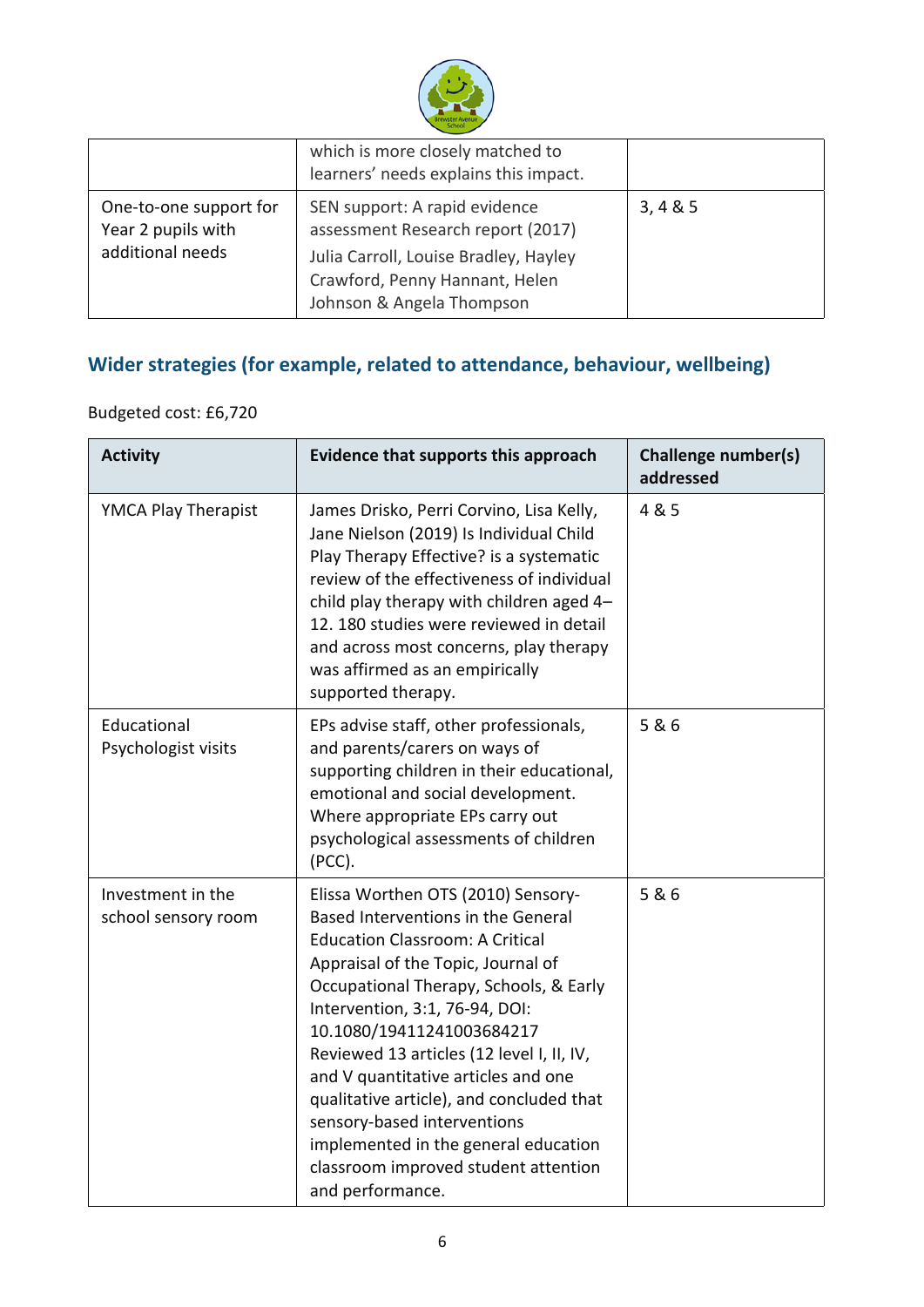|  | which is more closely matched to learners' needs explains this impact. |  |
|---|---|---|
| One-to-one support for Year 2 pupils with additional needs | SEN support: A rapid evidence assessment Research report (2017)<br>Julia Carroll, Louise Bradley, Hayley Crawford, Penny Hannant, Helen Johnson & Angela Thompson | 3, 4 & 5 |

## Wider strategies (for example, related to attendance, behaviour, wellbeing)

Budgeted cost: £6,720

| Activity | Evidence that supports this approach | Challenge number(s) addressed |
|---|---|---|
| YMCA Play Therapist | James Drisko, Perri Corvino, Lisa Kelly, Jane Nielson (2019) Is Individual Child Play Therapy Effective? is a systematic review of the effectiveness of individual child play therapy with children aged 4–12. 180 studies were reviewed in detail and across most concerns, play therapy was affirmed as an empirically supported therapy. | 4 & 5 |
| Educational Psychologist visits | EPs advise staff, other professionals, and parents/carers on ways of supporting children in their educational, emotional and social development. Where appropriate EPs carry out psychological assessments of children (PCC). | 5 & 6 |
| Investment in the school sensory room | Elissa Worthen OTS (2010) Sensory-Based Interventions in the General Education Classroom: A Critical Appraisal of the Topic, Journal of Occupational Therapy, Schools, & Early Intervention, 3:1, 76-94, DOI: 10.1080/19411241003684217<br>Reviewed 13 articles (12 level I, II, IV, and V quantitative articles and one qualitative article), and concluded that sensory-based interventions implemented in the general education classroom improved student attention and performance. | 5 & 6 |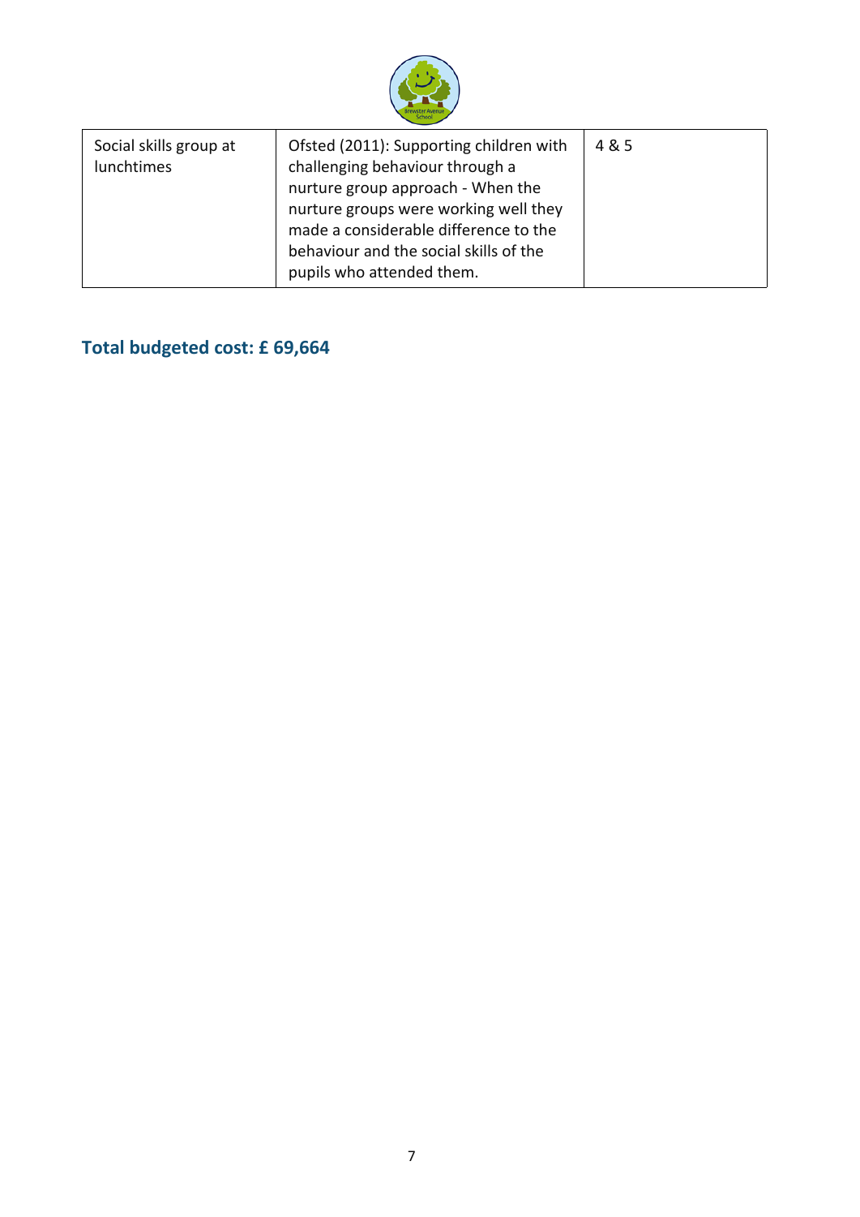| Social skills group at lunchtimes | Ofsted (2011): Supporting children with challenging behaviour through a nurture group approach - When the nurture groups were working well they made a considerable difference to the behaviour and the social skills of the pupils who attended them. | 4 & 5 |
|---|---|---|

## Total budgeted cost: £ 69,664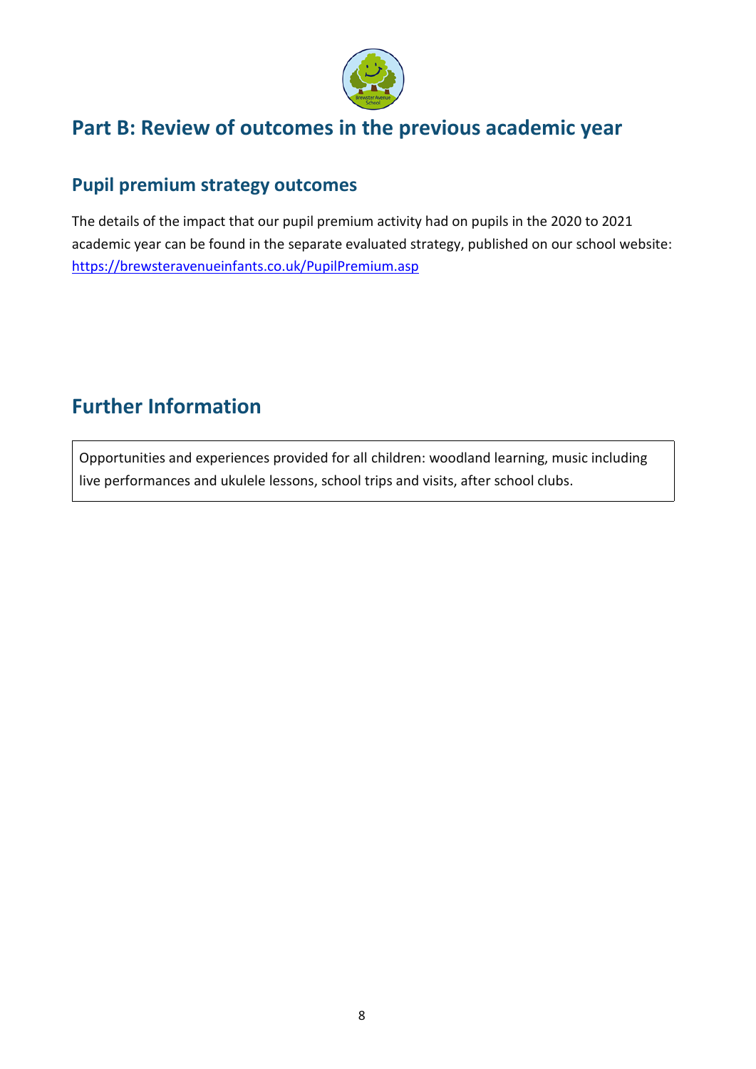## Part B: Review of outcomes in the previous academic year

### Pupil premium strategy outcomes

The details of the impact that our pupil premium activity had on pupils in the 2020 to 2021 academic year can be found in the separate evaluated strategy, published on our school website: https://brewsteravenueinfants.co.uk/PupilPremium.asp

## Further Information

Opportunities and experiences provided for all children: woodland learning, music including live performances and ukulele lessons, school trips and visits, after school clubs.